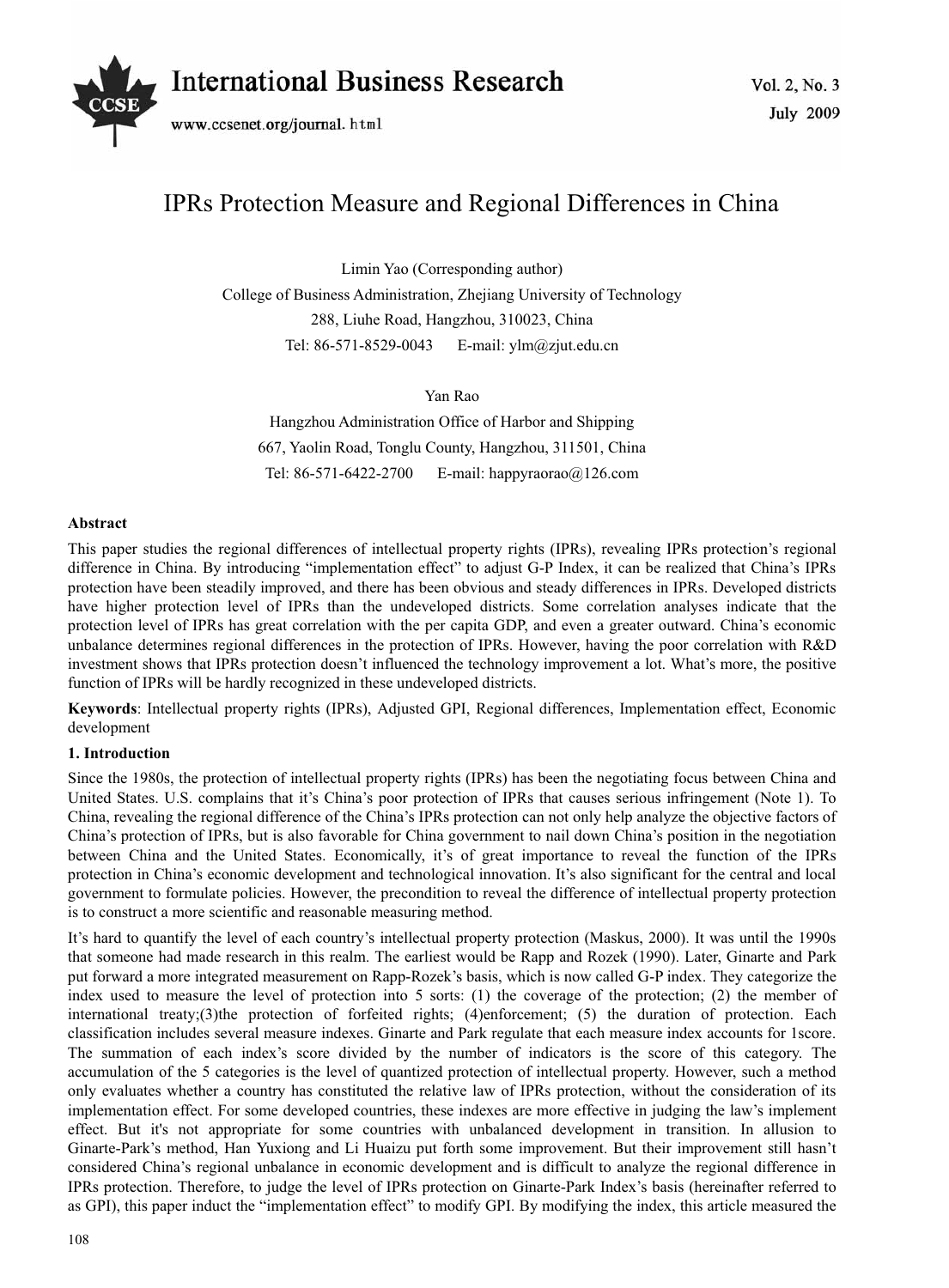# IPRs Protection Measure and Regional Differences in China

Limin Yao (Corresponding author)

College of Business Administration, Zhejiang University of Technology

288, Liuhe Road, Hangzhou, 310023, China

Tel: 86-571-8529-0043 E-mail: ylm@zjut.edu.cn

Yan Rao

Hangzhou Administration Office of Harbor and Shipping

667, Yaolin Road, Tonglu County, Hangzhou, 311501, China

Tel: 86-571-6422-2700 E-mail: happyraorao@126.com

**Abstract**

This paper studies the regional differences of intellectual property rights (IPRs), revealing IPRs protection's regional difference in China. By introducing "implementation effect" to adjust G-P Index, it can be realized that China's IPRs protection have been steadily improved, and there has been obvious and steady differences in IPRs. Developed districts have higher protection level of IPRs than the undeveloped districts. Some correlation analyses indicate that the protection level of IPRs has great correlation with the per capita GDP, and even a greater outward. China's economic unbalance determines regional differences in the protection of IPRs. However, having the poor correlation with R&D investment shows that IPRs protection doesn't influenced the technology improvement a lot. What's more, the positive function of IPRs will be hardly recognized in these undeveloped districts.

**Keywords**: Intellectual property rights (IPRs), Adjusted GPI, Regional differences, Implementation effect, Economic development

## 1. Introduction

Since the 1980s, the protection of intellectual property rights (IPRs) has been the negotiating focus between China and United States. U.S. complains that it's China's poor protection of IPRs that causes serious infringement (Note 1). To China, revealing the regional difference of the China's IPRs protection can not only help analyze the objective factors of China's protection of IPRs, but is also favorable for China government to nail down China's position in the negotiation between China and the United States. Economically, it's of great importance to reveal the function of the IPRs protection in China's economic development and technological innovation. It's also significant for the central and local government to formulate policies. However, the precondition to reveal the difference of intellectual property protection is to construct a more scientific and reasonable measuring method.

It's hard to quantify the level of each country's intellectual property protection (Maskus, 2000). It was until the 1990s that someone had made research in this realm. The earliest would be Rapp and Rozek (1990). Later, Ginarte and Park put forward a more integrated measurement on Rapp-Rozek's basis, which is now called G-P index. They categorize the index used to measure the level of protection into 5 sorts: (1) the coverage of the protection; (2) the member of international treaty;(3)the protection of forfeited rights; (4)enforcement; (5) the duration of protection. Each classification includes several measure indexes. Ginarte and Park regulate that each measure index accounts for 1score. The summation of each index's score divided by the number of indicators is the score of this category. The accumulation of the 5 categories is the level of quantized protection of intellectual property. However, such a method only evaluates whether a country has constituted the relative law of IPRs protection, without the consideration of its implementation effect. For some developed countries, these indexes are more effective in judging the law's implement effect. But it's not appropriate for some countries with unbalanced development in transition. In allusion to Ginarte-Park's method, Han Yuxiong and Li Huaizu put forth some improvement. But their improvement still hasn't considered China's regional unbalance in economic development and is difficult to analyze the regional difference in IPRs protection. Therefore, to judge the level of IPRs protection on Ginarte-Park Index's basis (hereinafter referred to as GPI), this paper induct the "implementation effect" to modify GPI. By modifying the index, this article measured the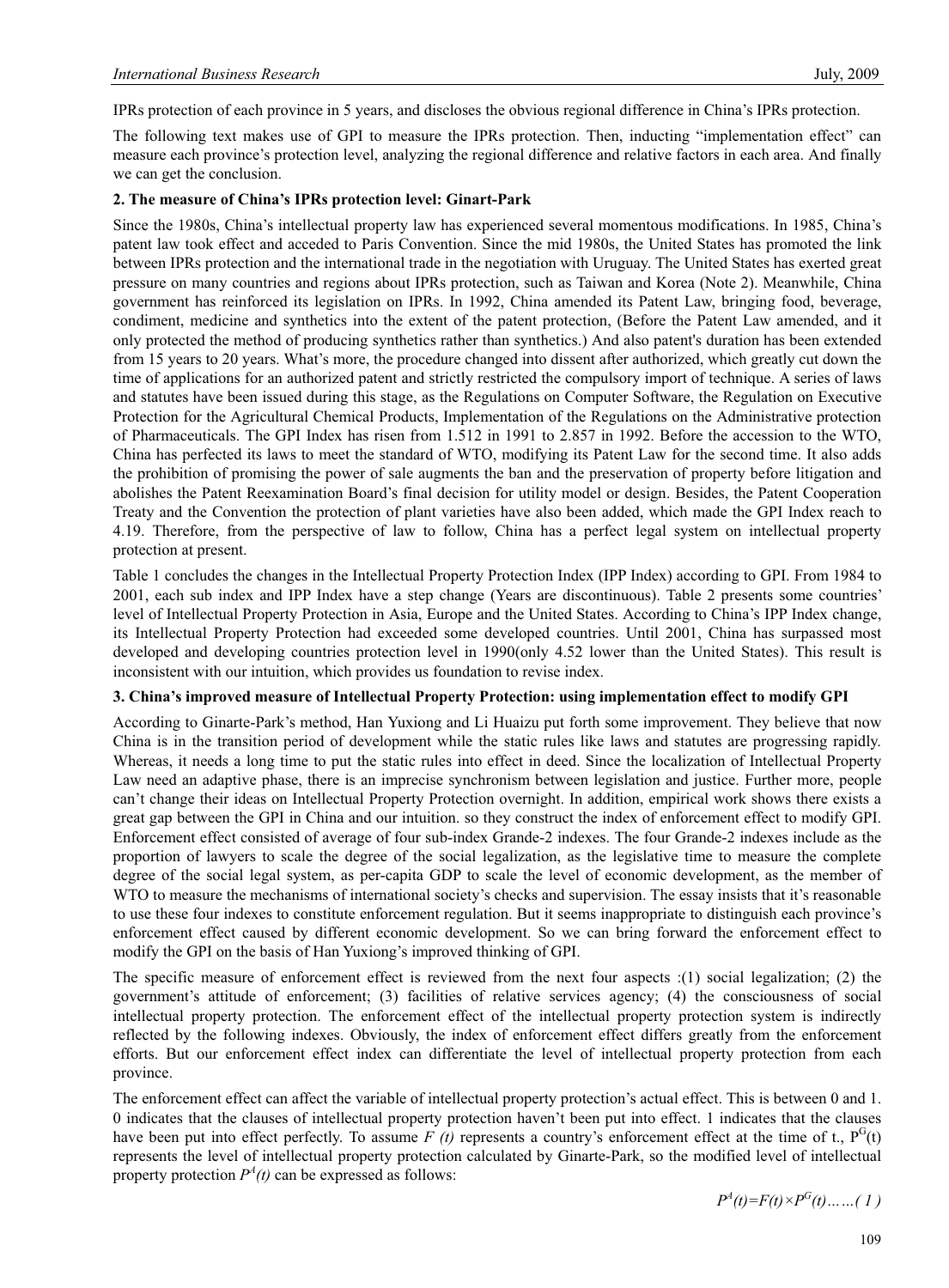IPRs protection of each province in 5 years, and discloses the obvious regional difference in China's IPRs protection.

The following text makes use of GPI to measure the IPRs protection. Then, inducting "implementation effect" can measure each province's protection level, analyzing the regional difference and relative factors in each area. And finally we can get the conclusion.

## 2. The measure of China's IPRs protection level: Ginart-Park

Since the 1980s, China's intellectual property law has experienced several momentous modifications. In 1985, China's patent law took effect and acceded to Paris Convention. Since the mid 1980s, the United States has promoted the link between IPRs protection and the international trade in the negotiation with Uruguay. The United States has exerted great pressure on many countries and regions about IPRs protection, such as Taiwan and Korea (Note 2). Meanwhile, China government has reinforced its legislation on IPRs. In 1992, China amended its Patent Law, bringing food, beverage, condiment, medicine and synthetics into the extent of the patent protection, (Before the Patent Law amended, and it only protected the method of producing synthetics rather than synthetics.) And also patent's duration has been extended from 15 years to 20 years. What's more, the procedure changed into dissent after authorized, which greatly cut down the time of applications for an authorized patent and strictly restricted the compulsory import of technique. A series of laws and statutes have been issued during this stage, as the Regulations on Computer Software, the Regulation on Executive Protection for the Agricultural Chemical Products, Implementation of the Regulations on the Administrative protection of Pharmaceuticals. The GPI Index has risen from 1.512 in 1991 to 2.857 in 1992. Before the accession to the WTO, China has perfected its laws to meet the standard of WTO, modifying its Patent Law for the second time. It also adds the prohibition of promising the power of sale augments the ban and the preservation of property before litigation and abolishes the Patent Reexamination Board's final decision for utility model or design. Besides, the Patent Cooperation Treaty and the Convention the protection of plant varieties have also been added, which made the GPI Index reach to 4.19. Therefore, from the perspective of law to follow, China has a perfect legal system on intellectual property protection at present.

Table 1 concludes the changes in the Intellectual Property Protection Index (IPP Index) according to GPI. From 1984 to 2001, each sub index and IPP Index have a step change (Years are discontinuous). Table 2 presents some countries' level of Intellectual Property Protection in Asia, Europe and the United States. According to China's IPP Index change, its Intellectual Property Protection had exceeded some developed countries. Until 2001, China has surpassed most developed and developing countries protection level in 1990(only 4.52 lower than the United States). This result is inconsistent with our intuition, which provides us foundation to revise index.

## 3. China's improved measure of Intellectual Property Protection: using implementation effect to modify GPI

According to Ginarte-Park's method, Han Yuxiong and Li Huaizu put forth some improvement. They believe that now China is in the transition period of development while the static rules like laws and statutes are progressing rapidly. Whereas, it needs a long time to put the static rules into effect in deed. Since the localization of Intellectual Property Law need an adaptive phase, there is an imprecise synchronism between legislation and justice. Further more, people can't change their ideas on Intellectual Property Protection overnight. In addition, empirical work shows there exists a great gap between the GPI in China and our intuition. so they construct the index of enforcement effect to modify GPI. Enforcement effect consisted of average of four sub-index Grande-2 indexes. The four Grande-2 indexes include as the proportion of lawyers to scale the degree of the social legalization, as the legislative time to measure the complete degree of the social legal system, as per-capita GDP to scale the level of economic development, as the member of WTO to measure the mechanisms of international society's checks and supervision. The essay insists that it's reasonable to use these four indexes to constitute enforcement regulation. But it seems inappropriate to distinguish each province's enforcement effect caused by different economic development. So we can bring forward the enforcement effect to modify the GPI on the basis of Han Yuxiong's improved thinking of GPI.

The specific measure of enforcement effect is reviewed from the next four aspects :(1) social legalization; (2) the government's attitude of enforcement; (3) facilities of relative services agency; (4) the consciousness of social intellectual property protection. The enforcement effect of the intellectual property protection system is indirectly reflected by the following indexes. Obviously, the index of enforcement effect differs greatly from the enforcement efforts. But our enforcement effect index can differentiate the level of intellectual property protection from each province.

The enforcement effect can affect the variable of intellectual property protection's actual effect. This is between 0 and 1. 0 indicates that the clauses of intellectual property protection haven't been put into effect. 1 indicates that the clauses have been put into effect perfectly. To assume $F(t)$ represents a country's enforcement effect at the time of t., $P^G(t)$ represents the level of intellectual property protection calculated by Ginarte-Park, so the modified level of intellectual property protection $P^A(t)$ can be expressed as follows:

$$P^A(t)=F(t)\times P^G(t) \quad \ldots\ldots(1)$$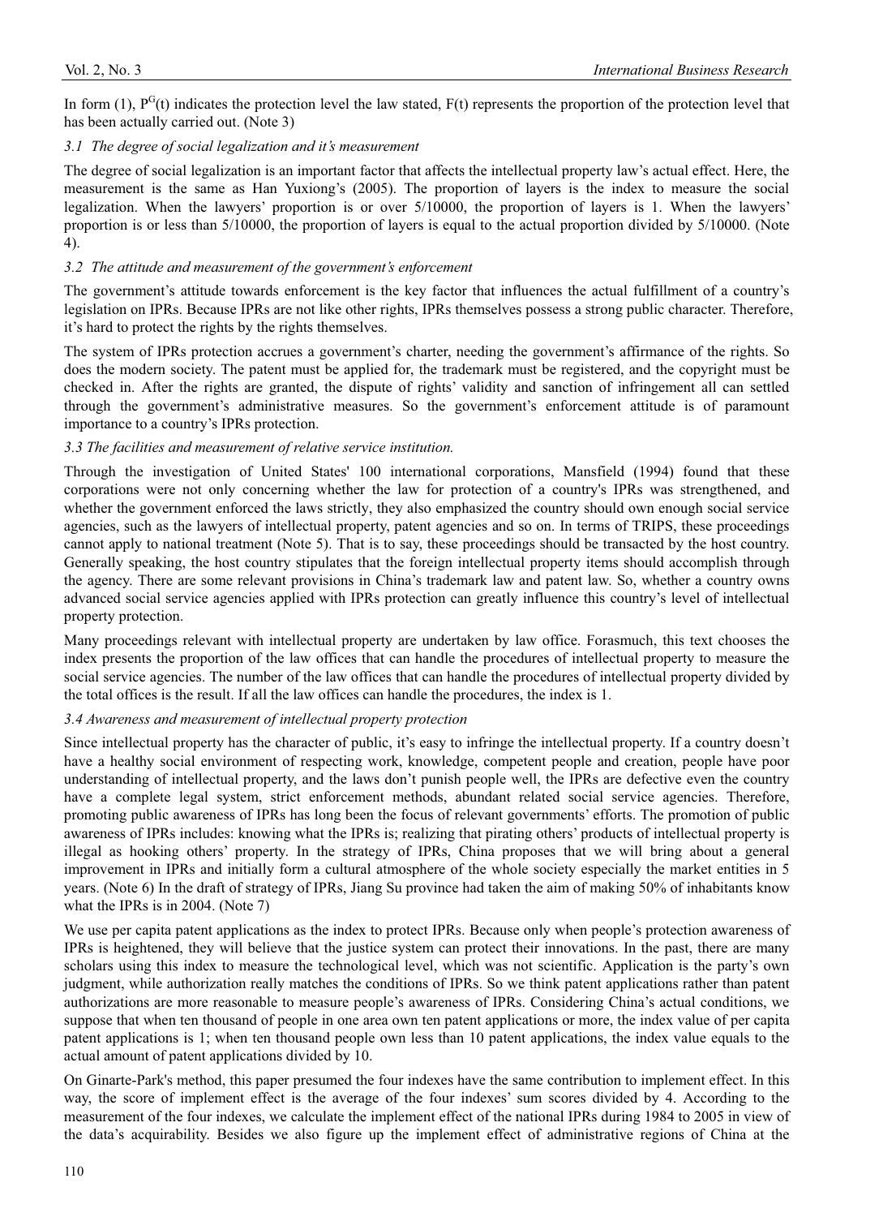In form (1), $P^G(t)$ indicates the protection level the law stated, F(t) represents the proportion of the protection level that has been actually carried out. (Note 3)

### *3.1 The degree of social legalization and it's measurement*

The degree of social legalization is an important factor that affects the intellectual property law's actual effect. Here, the measurement is the same as Han Yuxiong's (2005). The proportion of layers is the index to measure the social legalization. When the lawyers' proportion is or over 5/10000, the proportion of layers is 1. When the lawyers' proportion is or less than 5/10000, the proportion of layers is equal to the actual proportion divided by 5/10000. (Note 4).

### *3.2 The attitude and measurement of the government's enforcement*

The government's attitude towards enforcement is the key factor that influences the actual fulfillment of a country's legislation on IPRs. Because IPRs are not like other rights, IPRs themselves possess a strong public character. Therefore, it's hard to protect the rights by the rights themselves.

The system of IPRs protection accrues a government's charter, needing the government's affirmance of the rights. So does the modern society. The patent must be applied for, the trademark must be registered, and the copyright must be checked in. After the rights are granted, the dispute of rights' validity and sanction of infringement all can settled through the government's administrative measures. So the government's enforcement attitude is of paramount importance to a country's IPRs protection.

### *3.3 The facilities and measurement of relative service institution.*

Through the investigation of United States' 100 international corporations, Mansfield (1994) found that these corporations were not only concerning whether the law for protection of a country's IPRs was strengthened, and whether the government enforced the laws strictly, they also emphasized the country should own enough social service agencies, such as the lawyers of intellectual property, patent agencies and so on. In terms of TRIPS, these proceedings cannot apply to national treatment (Note 5). That is to say, these proceedings should be transacted by the host country. Generally speaking, the host country stipulates that the foreign intellectual property items should accomplish through the agency. There are some relevant provisions in China's trademark law and patent law. So, whether a country owns advanced social service agencies applied with IPRs protection can greatly influence this country's level of intellectual property protection.

Many proceedings relevant with intellectual property are undertaken by law office. Forasmuch, this text chooses the index presents the proportion of the law offices that can handle the procedures of intellectual property to measure the social service agencies. The number of the law offices that can handle the procedures of intellectual property divided by the total offices is the result. If all the law offices can handle the procedures, the index is 1.

### *3.4 Awareness and measurement of intellectual property protection*

Since intellectual property has the character of public, it's easy to infringe the intellectual property. If a country doesn't have a healthy social environment of respecting work, knowledge, competent people and creation, people have poor understanding of intellectual property, and the laws don't punish people well, the IPRs are defective even the country have a complete legal system, strict enforcement methods, abundant related social service agencies. Therefore, promoting public awareness of IPRs has long been the focus of relevant governments' efforts. The promotion of public awareness of IPRs includes: knowing what the IPRs is; realizing that pirating others' products of intellectual property is illegal as hooking others' property. In the strategy of IPRs, China proposes that we will bring about a general improvement in IPRs and initially form a cultural atmosphere of the whole society especially the market entities in 5 years. (Note 6) In the draft of strategy of IPRs, Jiang Su province had taken the aim of making 50% of inhabitants know what the IPRs is in 2004. (Note 7)

We use per capita patent applications as the index to protect IPRs. Because only when people's protection awareness of IPRs is heightened, they will believe that the justice system can protect their innovations. In the past, there are many scholars using this index to measure the technological level, which was not scientific. Application is the party's own judgment, while authorization really matches the conditions of IPRs. So we think patent applications rather than patent authorizations are more reasonable to measure people's awareness of IPRs. Considering China's actual conditions, we suppose that when ten thousand of people in one area own ten patent applications or more, the index value of per capita patent applications is 1; when ten thousand people own less than 10 patent applications, the index value equals to the actual amount of patent applications divided by 10.

On Ginarte-Park's method, this paper presumed the four indexes have the same contribution to implement effect. In this way, the score of implement effect is the average of the four indexes' sum scores divided by 4. According to the measurement of the four indexes, we calculate the implement effect of the national IPRs during 1984 to 2005 in view of the data's acquirability. Besides we also figure up the implement effect of administrative regions of China at the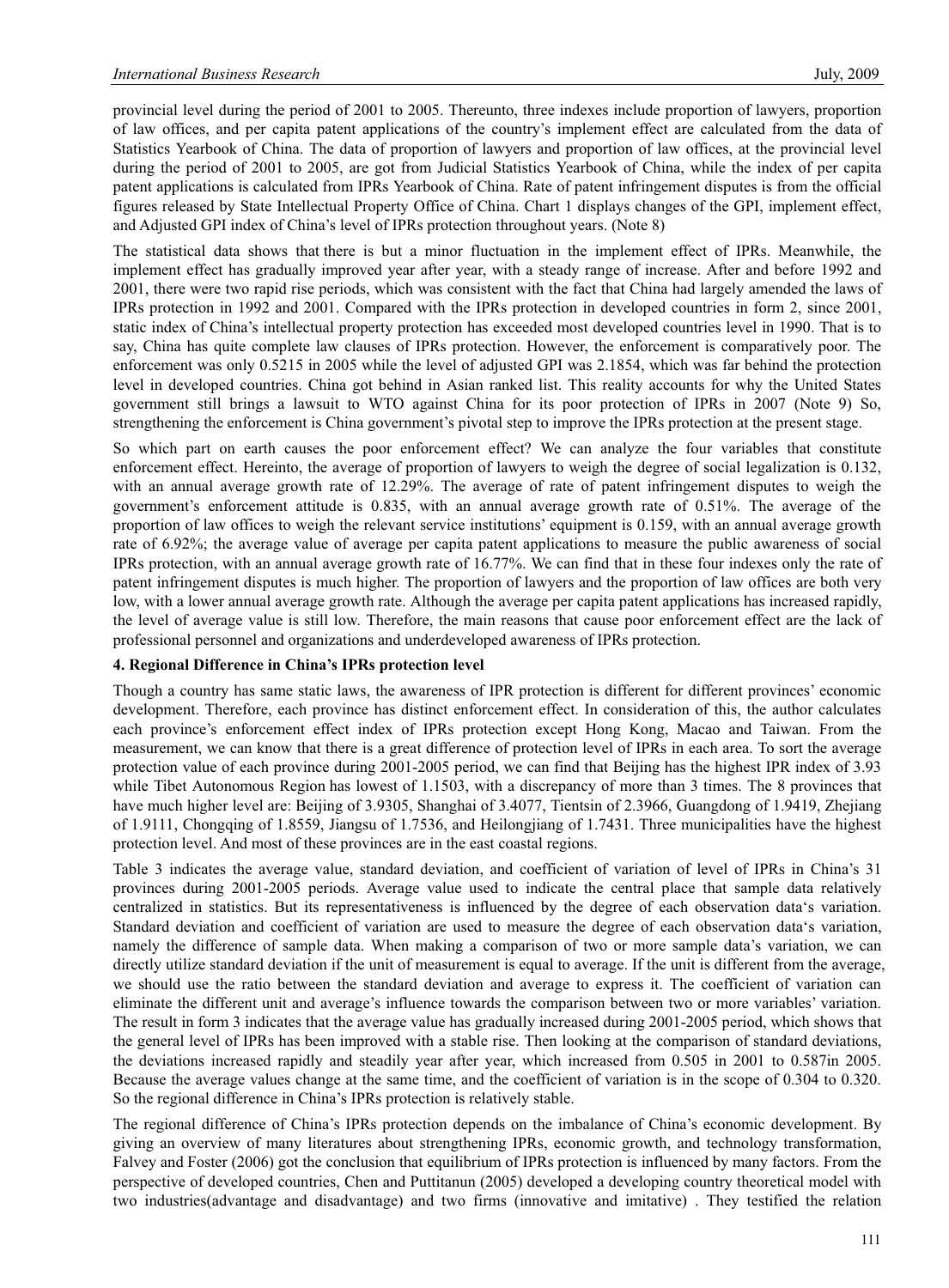provincial level during the period of 2001 to 2005. Thereunto, three indexes include proportion of lawyers, proportion of law offices, and per capita patent applications of the country's implement effect are calculated from the data of Statistics Yearbook of China. The data of proportion of lawyers and proportion of law offices, at the provincial level during the period of 2001 to 2005, are got from Judicial Statistics Yearbook of China, while the index of per capita patent applications is calculated from IPRs Yearbook of China. Rate of patent infringement disputes is from the official figures released by State Intellectual Property Office of China. Chart 1 displays changes of the GPI, implement effect, and Adjusted GPI index of China's level of IPRs protection throughout years. (Note 8)

The statistical data shows that there is but a minor fluctuation in the implement effect of IPRs. Meanwhile, the implement effect has gradually improved year after year, with a steady range of increase. After and before 1992 and 2001, there were two rapid rise periods, which was consistent with the fact that China had largely amended the laws of IPRs protection in 1992 and 2001. Compared with the IPRs protection in developed countries in form 2, since 2001, static index of China's intellectual property protection has exceeded most developed countries level in 1990. That is to say, China has quite complete law clauses of IPRs protection. However, the enforcement is comparatively poor. The enforcement was only 0.5215 in 2005 while the level of adjusted GPI was 2.1854, which was far behind the protection level in developed countries. China got behind in Asian ranked list. This reality accounts for why the United States government still brings a lawsuit to WTO against China for its poor protection of IPRs in 2007 (Note 9) So, strengthening the enforcement is China government's pivotal step to improve the IPRs protection at the present stage.

So which part on earth causes the poor enforcement effect? We can analyze the four variables that constitute enforcement effect. Hereinto, the average of proportion of lawyers to weigh the degree of social legalization is 0.132, with an annual average growth rate of 12.29%. The average of rate of patent infringement disputes to weigh the government's enforcement attitude is 0.835, with an annual average growth rate of 0.51%. The average of the proportion of law offices to weigh the relevant service institutions' equipment is 0.159, with an annual average growth rate of 6.92%; the average value of average per capita patent applications to measure the public awareness of social IPRs protection, with an annual average growth rate of 16.77%. We can find that in these four indexes only the rate of patent infringement disputes is much higher. The proportion of lawyers and the proportion of law offices are both very low, with a lower annual average growth rate. Although the average per capita patent applications has increased rapidly, the level of average value is still low. Therefore, the main reasons that cause poor enforcement effect are the lack of professional personnel and organizations and underdeveloped awareness of IPRs protection.

**4. Regional Difference in China's IPRs protection level**

Though a country has same static laws, the awareness of IPR protection is different for different provinces' economic development. Therefore, each province has distinct enforcement effect. In consideration of this, the author calculates each province's enforcement effect index of IPRs protection except Hong Kong, Macao and Taiwan. From the measurement, we can know that there is a great difference of protection level of IPRs in each area. To sort the average protection value of each province during 2001-2005 period, we can find that Beijing has the highest IPR index of 3.93 while Tibet Autonomous Region has lowest of 1.1503, with a discrepancy of more than 3 times. The 8 provinces that have much higher level are: Beijing of 3.9305, Shanghai of 3.4077, Tientsin of 2.3966, Guangdong of 1.9419, Zhejiang of 1.9111, Chongqing of 1.8559, Jiangsu of 1.7536, and Heilongjiang of 1.7431. Three municipalities have the highest protection level. And most of these provinces are in the east coastal regions.

Table 3 indicates the average value, standard deviation, and coefficient of variation of level of IPRs in China's 31 provinces during 2001-2005 periods. Average value used to indicate the central place that sample data relatively centralized in statistics. But its representativeness is influenced by the degree of each observation data's variation. Standard deviation and coefficient of variation are used to measure the degree of each observation data's variation, namely the difference of sample data. When making a comparison of two or more sample data's variation, we can directly utilize standard deviation if the unit of measurement is equal to average. If the unit is different from the average, we should use the ratio between the standard deviation and average to express it. The coefficient of variation can eliminate the different unit and average's influence towards the comparison between two or more variables' variation. The result in form 3 indicates that the average value has gradually increased during 2001-2005 period, which shows that the general level of IPRs has been improved with a stable rise. Then looking at the comparison of standard deviations, the deviations increased rapidly and steadily year after year, which increased from 0.505 in 2001 to 0.587in 2005. Because the average values change at the same time, and the coefficient of variation is in the scope of 0.304 to 0.320. So the regional difference in China's IPRs protection is relatively stable.

The regional difference of China's IPRs protection depends on the imbalance of China's economic development. By giving an overview of many literatures about strengthening IPRs, economic growth, and technology transformation, Falvey and Foster (2006) got the conclusion that equilibrium of IPRs protection is influenced by many factors. From the perspective of developed countries, Chen and Puttitanun (2005) developed a developing country theoretical model with two industries(advantage and disadvantage) and two firms (innovative and imitative) . They testified the relation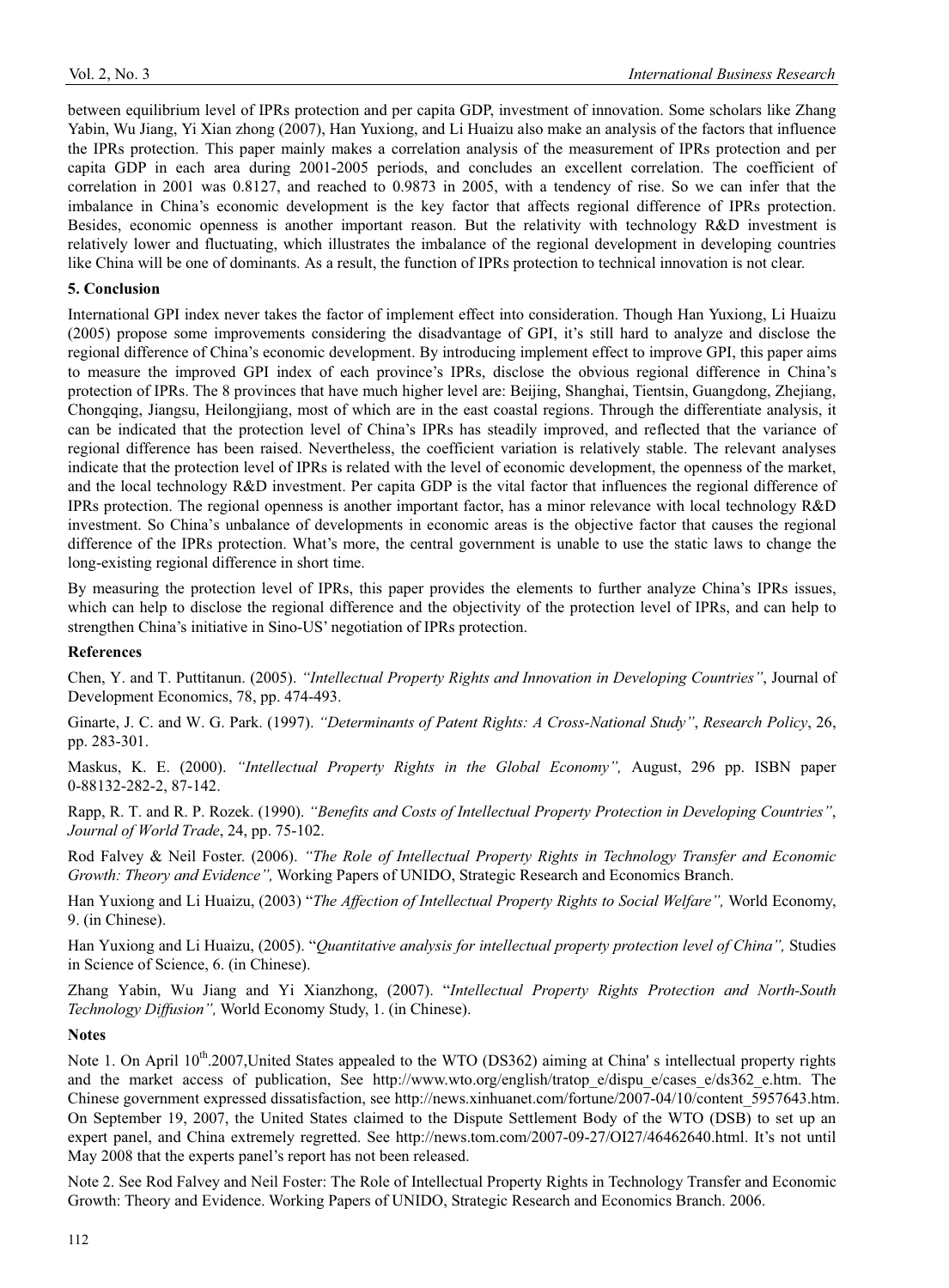between equilibrium level of IPRs protection and per capita GDP, investment of innovation. Some scholars like Zhang Yabin, Wu Jiang, Yi Xian zhong (2007), Han Yuxiong, and Li Huaizu also make an analysis of the factors that influence the IPRs protection. This paper mainly makes a correlation analysis of the measurement of IPRs protection and per capita GDP in each area during 2001-2005 periods, and concludes an excellent correlation. The coefficient of correlation in 2001 was 0.8127, and reached to 0.9873 in 2005, with a tendency of rise. So we can infer that the imbalance in China's economic development is the key factor that affects regional difference of IPRs protection. Besides, economic openness is another important reason. But the relativity with technology R&D investment is relatively lower and fluctuating, which illustrates the imbalance of the regional development in developing countries like China will be one of dominants. As a result, the function of IPRs protection to technical innovation is not clear.

## 5. Conclusion

International GPI index never takes the factor of implement effect into consideration. Though Han Yuxiong, Li Huaizu (2005) propose some improvements considering the disadvantage of GPI, it's still hard to analyze and disclose the regional difference of China's economic development. By introducing implement effect to improve GPI, this paper aims to measure the improved GPI index of each province's IPRs, disclose the obvious regional difference in China's protection of IPRs. The 8 provinces that have much higher level are: Beijing, Shanghai, Tientsin, Guangdong, Zhejiang, Chongqing, Jiangsu, Heilongjiang, most of which are in the east coastal regions. Through the differentiate analysis, it can be indicated that the protection level of China's IPRs has steadily improved, and reflected that the variance of regional difference has been raised. Nevertheless, the coefficient variation is relatively stable. The relevant analyses indicate that the protection level of IPRs is related with the level of economic development, the openness of the market, and the local technology R&D investment. Per capita GDP is the vital factor that influences the regional difference of IPRs protection. The regional openness is another important factor, has a minor relevance with local technology R&D investment. So China's unbalance of developments in economic areas is the objective factor that causes the regional difference of the IPRs protection. What's more, the central government is unable to use the static laws to change the long-existing regional difference in short time.

By measuring the protection level of IPRs, this paper provides the elements to further analyze China's IPRs issues, which can help to disclose the regional difference and the objectivity of the protection level of IPRs, and can help to strengthen China's initiative in Sino-US' negotiation of IPRs protection.

## References

Chen, Y. and T. Puttitanun. (2005). *"Intellectual Property Rights and Innovation in Developing Countries"*, Journal of Development Economics, 78, pp. 474-493.

Ginarte, J. C. and W. G. Park. (1997). *"Determinants of Patent Rights: A Cross-National Study"*, *Research Policy*, 26, pp. 283-301.

Maskus, K. E. (2000). *"Intellectual Property Rights in the Global Economy",* August, 296 pp. ISBN paper 0-88132-282-2, 87-142.

Rapp, R. T. and R. P. Rozek. (1990). *"Benefits and Costs of Intellectual Property Protection in Developing Countries"*, *Journal of World Trade*, 24, pp. 75-102.

Rod Falvey & Neil Foster. (2006). *"The Role of Intellectual Property Rights in Technology Transfer and Economic Growth: Theory and Evidence",* Working Papers of UNIDO, Strategic Research and Economics Branch.

Han Yuxiong and Li Huaizu, (2003) "*The Affection of Intellectual Property Rights to Social Welfare",* World Economy, 9. (in Chinese).

Han Yuxiong and Li Huaizu, (2005). "*Quantitative analysis for intellectual property protection level of China",* Studies in Science of Science, 6. (in Chinese).

Zhang Yabin, Wu Jiang and Yi Xianzhong, (2007). "*Intellectual Property Rights Protection and North-South Technology Diffusion",* World Economy Study, 1. (in Chinese).

## Notes

Note 1. On April 10th.2007,United States appealed to the WTO (DS362) aiming at China' s intellectual property rights and the market access of publication, See http://www.wto.org/english/tratop_e/dispu_e/cases_e/ds362_e.htm. The Chinese government expressed dissatisfaction, see http://news.xinhuanet.com/fortune/2007-04/10/content_5957643.htm. On September 19, 2007, the United States claimed to the Dispute Settlement Body of the WTO (DSB) to set up an expert panel, and China extremely regretted. See http://news.tom.com/2007-09-27/OI27/46462640.html. It's not until May 2008 that the experts panel's report has not been released.

Note 2. See Rod Falvey and Neil Foster: The Role of Intellectual Property Rights in Technology Transfer and Economic Growth: Theory and Evidence. Working Papers of UNIDO, Strategic Research and Economics Branch. 2006.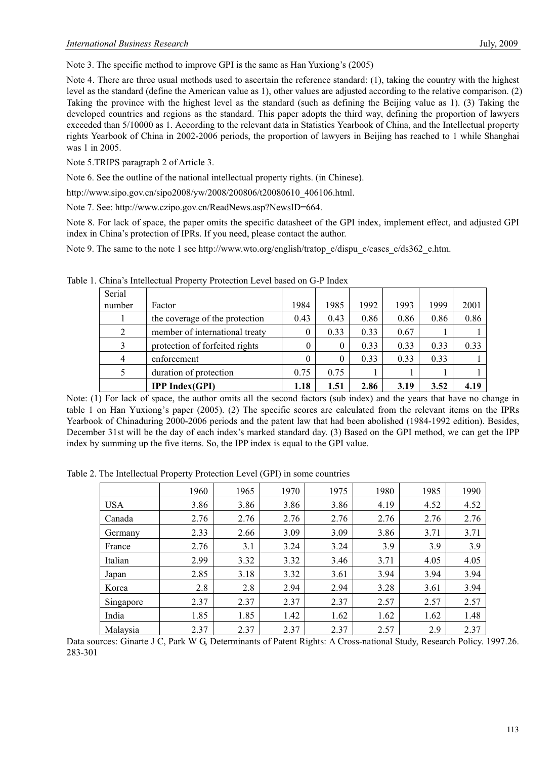Note 3. The specific method to improve GPI is the same as Han Yuxiong's (2005)

Note 4. There are three usual methods used to ascertain the reference standard: (1), taking the country with the highest level as the standard (define the American value as 1), other values are adjusted according to the relative comparison. (2) Taking the province with the highest level as the standard (such as defining the Beijing value as 1). (3) Taking the developed countries and regions as the standard. This paper adopts the third way, defining the proportion of lawyers exceeded than 5/10000 as 1. According to the relevant data in Statistics Yearbook of China, and the Intellectual property rights Yearbook of China in 2002-2006 periods, the proportion of lawyers in Beijing has reached to 1 while Shanghai was 1 in 2005.

Note 5.TRIPS paragraph 2 of Article 3.

Note 6. See the outline of the national intellectual property rights. (in Chinese).

http://www.sipo.gov.cn/sipo2008/yw/2008/200806/t20080610_406106.html.

Note 7. See: http://www.czipo.gov.cn/ReadNews.asp?NewsID=664.

Note 8. For lack of space, the paper omits the specific datasheet of the GPI index, implement effect, and adjusted GPI index in China's protection of IPRs. If you need, please contact the author.

Note 9. The same to the note 1 see http://www.wto.org/english/tratop_e/dispu_e/cases_e/ds362_e.htm.

Table 1. China's Intellectual Property Protection Level based on G-P Index

| Serial number | Factor | 1984 | 1985 | 1992 | 1993 | 1999 | 2001 |
|---|---|---|---|---|---|---|---|
| 1 | the coverage of the protection | 0.43 | 0.43 | 0.86 | 0.86 | 0.86 | 0.86 |
| 2 | member of international treaty | 0 | 0.33 | 0.33 | 0.67 | 1 | 1 |
| 3 | protection of forfeited rights | 0 | 0 | 0.33 | 0.33 | 0.33 | 0.33 |
| 4 | enforcement | 0 | 0 | 0.33 | 0.33 | 0.33 | 1 |
| 5 | duration of protection | 0.75 | 0.75 | 1 | 1 | 1 | 1 |
| | **IPP Index(GPI)** | **1.18** | **1.51** | **2.86** | **3.19** | **3.52** | **4.19** |

Note: (1) For lack of space, the author omits all the second factors (sub index) and the years that have no change in table 1 on Han Yuxiong's paper (2005). (2) The specific scores are calculated from the relevant items on the IPRs Yearbook of Chinaduring 2000-2006 periods and the patent law that had been abolished (1984-1992 edition). Besides, December 31st will be the day of each index's marked standard day. (3) Based on the GPI method, we can get the IPP index by summing up the five items. So, the IPP index is equal to the GPI value.

Table 2. The Intellectual Property Protection Level (GPI) in some countries

| | 1960 | 1965 | 1970 | 1975 | 1980 | 1985 | 1990 |
|---|---|---|---|---|---|---|---|
| USA | 3.86 | 3.86 | 3.86 | 3.86 | 4.19 | 4.52 | 4.52 |
| Canada | 2.76 | 2.76 | 2.76 | 2.76 | 2.76 | 2.76 | 2.76 |
| Germany | 2.33 | 2.66 | 3.09 | 3.09 | 3.86 | 3.71 | 3.71 |
| France | 2.76 | 3.1 | 3.24 | 3.24 | 3.9 | 3.9 | 3.9 |
| Italian | 2.99 | 3.32 | 3.32 | 3.46 | 3.71 | 4.05 | 4.05 |
| Japan | 2.85 | 3.18 | 3.32 | 3.61 | 3.94 | 3.94 | 3.94 |
| Korea | 2.8 | 2.8 | 2.94 | 2.94 | 3.28 | 3.61 | 3.94 |
| Singapore | 2.37 | 2.37 | 2.37 | 2.37 | 2.57 | 2.57 | 2.57 |
| India | 1.85 | 1.85 | 1.42 | 1.62 | 1.62 | 1.62 | 1.48 |
| Malaysia | 2.37 | 2.37 | 2.37 | 2.37 | 2.57 | 2.9 | 2.37 |

Data sources: Ginarte J C, Park W G, Determinants of Patent Rights: A Cross-national Study, Research Policy. 1997.26. 283-301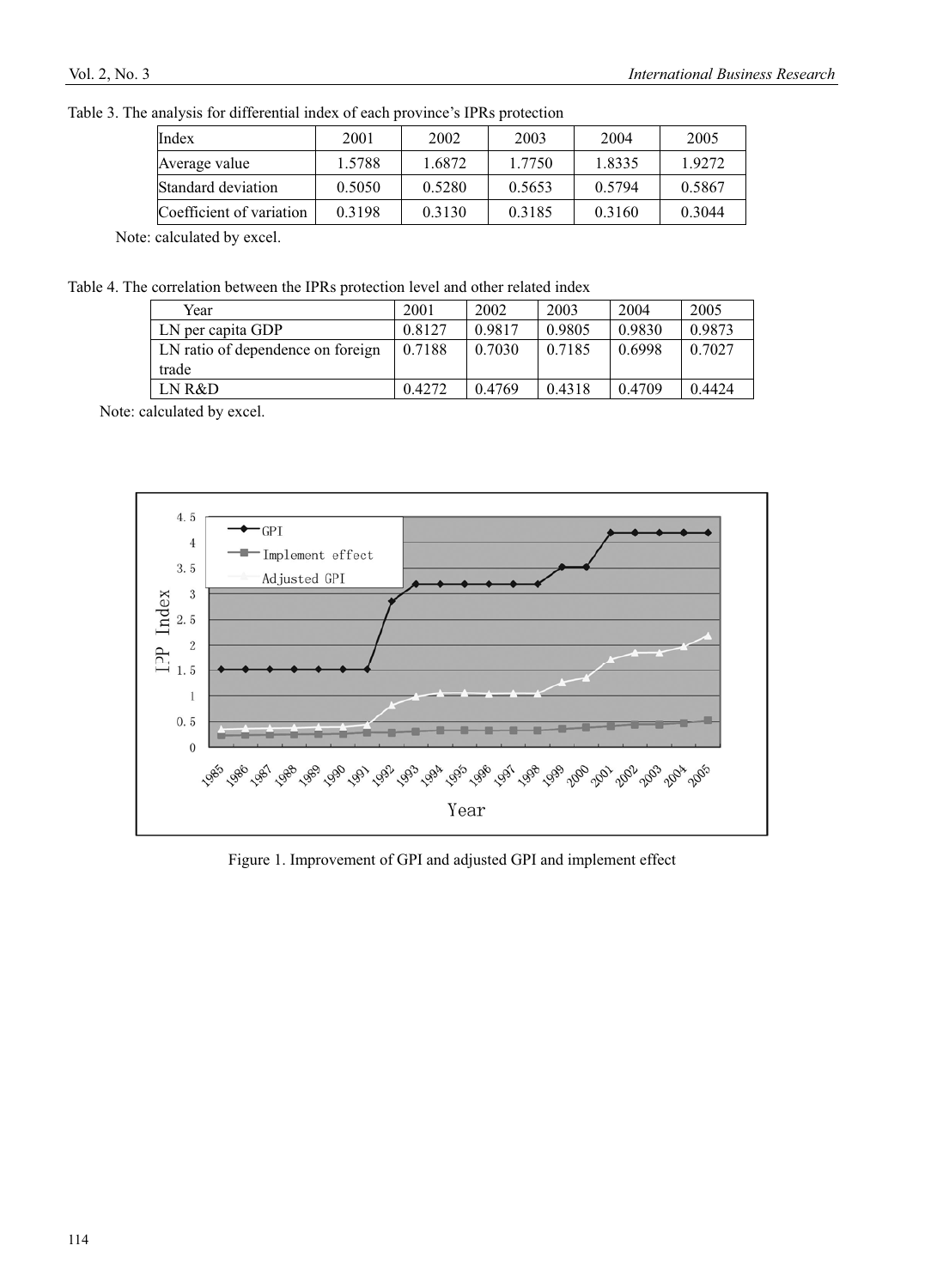Table 3. The analysis for differential index of each province's IPRs protection

| Index | 2001 | 2002 | 2003 | 2004 | 2005 |
|---|---|---|---|---|---|
| Average value | 1.5788 | 1.6872 | 1.7750 | 1.8335 | 1.9272 |
| Standard deviation | 0.5050 | 0.5280 | 0.5653 | 0.5794 | 0.5867 |
| Coefficient of variation | 0.3198 | 0.3130 | 0.3185 | 0.3160 | 0.3044 |

Note: calculated by excel.

Table 4. The correlation between the IPRs protection level and other related index

| Year | 2001 | 2002 | 2003 | 2004 | 2005 |
|---|---|---|---|---|---|
| LN per capita GDP | 0.8127 | 0.9817 | 0.9805 | 0.9830 | 0.9873 |
| LN ratio of dependence on foreign trade | 0.7188 | 0.7030 | 0.7185 | 0.6998 | 0.7027 |
| LN R&D | 0.4272 | 0.4769 | 0.4318 | 0.4709 | 0.4424 |

Note: calculated by excel.

IPP Index

4.5
4
3.5
3
2.5
2
1.5
1
0.5
0

GPI
Implement effect
Adjusted GPI

1985 1986 1987 1988 1989 1990 1991 1992 1993 1994 1995 1996 1997 1998 1999 2000 2001 2002 2003 2004 2005

Year

Figure 1. Improvement of GPI and adjusted GPI and implement effect